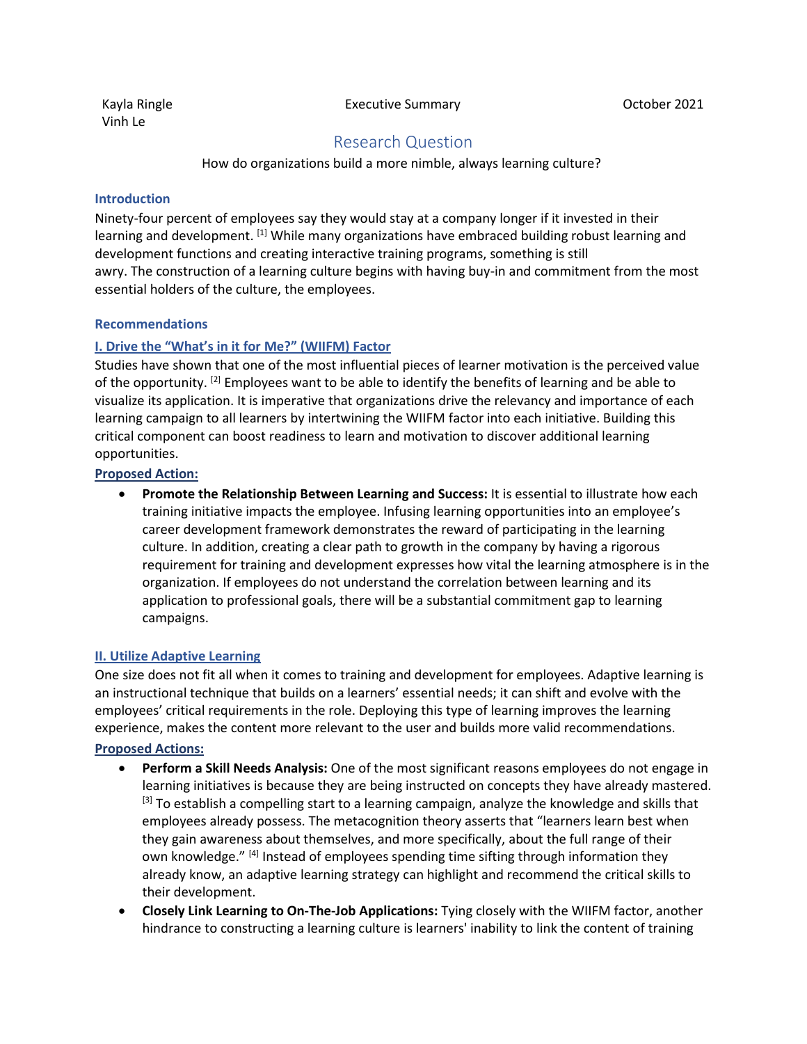Kayla Ringle
Vinh Le

Executive Summary

October 2021

# Research Question

How do organizations build a more nimble, always learning culture?

### Introduction

Ninety-four percent of employees say they would stay at a company longer if it invested in their learning and development. [1] While many organizations have embraced building robust learning and development functions and creating interactive training programs, something is still awry. The construction of a learning culture begins with having buy-in and commitment from the most essential holders of the culture, the employees.

### Recommendations

#### I. Drive the "What's in it for Me?" (WIIFM) Factor

Studies have shown that one of the most influential pieces of learner motivation is the perceived value of the opportunity. [2] Employees want to be able to identify the benefits of learning and be able to visualize its application. It is imperative that organizations drive the relevancy and importance of each learning campaign to all learners by intertwining the WIIFM factor into each initiative. Building this critical component can boost readiness to learn and motivation to discover additional learning opportunities.

**Proposed Action:**

- **Promote the Relationship Between Learning and Success:** It is essential to illustrate how each training initiative impacts the employee. Infusing learning opportunities into an employee's career development framework demonstrates the reward of participating in the learning culture. In addition, creating a clear path to growth in the company by having a rigorous requirement for training and development expresses how vital the learning atmosphere is in the organization. If employees do not understand the correlation between learning and its application to professional goals, there will be a substantial commitment gap to learning campaigns.

#### II. Utilize Adaptive Learning

One size does not fit all when it comes to training and development for employees. Adaptive learning is an instructional technique that builds on a learners' essential needs; it can shift and evolve with the employees' critical requirements in the role. Deploying this type of learning improves the learning experience, makes the content more relevant to the user and builds more valid recommendations.

**Proposed Actions:**

- **Perform a Skill Needs Analysis:** One of the most significant reasons employees do not engage in learning initiatives is because they are being instructed on concepts they have already mastered. [3] To establish a compelling start to a learning campaign, analyze the knowledge and skills that employees already possess. The metacognition theory asserts that "learners learn best when they gain awareness about themselves, and more specifically, about the full range of their own knowledge." [4] Instead of employees spending time sifting through information they already know, an adaptive learning strategy can highlight and recommend the critical skills to their development.
- **Closely Link Learning to On-The-Job Applications:** Tying closely with the WIIFM factor, another hindrance to constructing a learning culture is learners' inability to link the content of training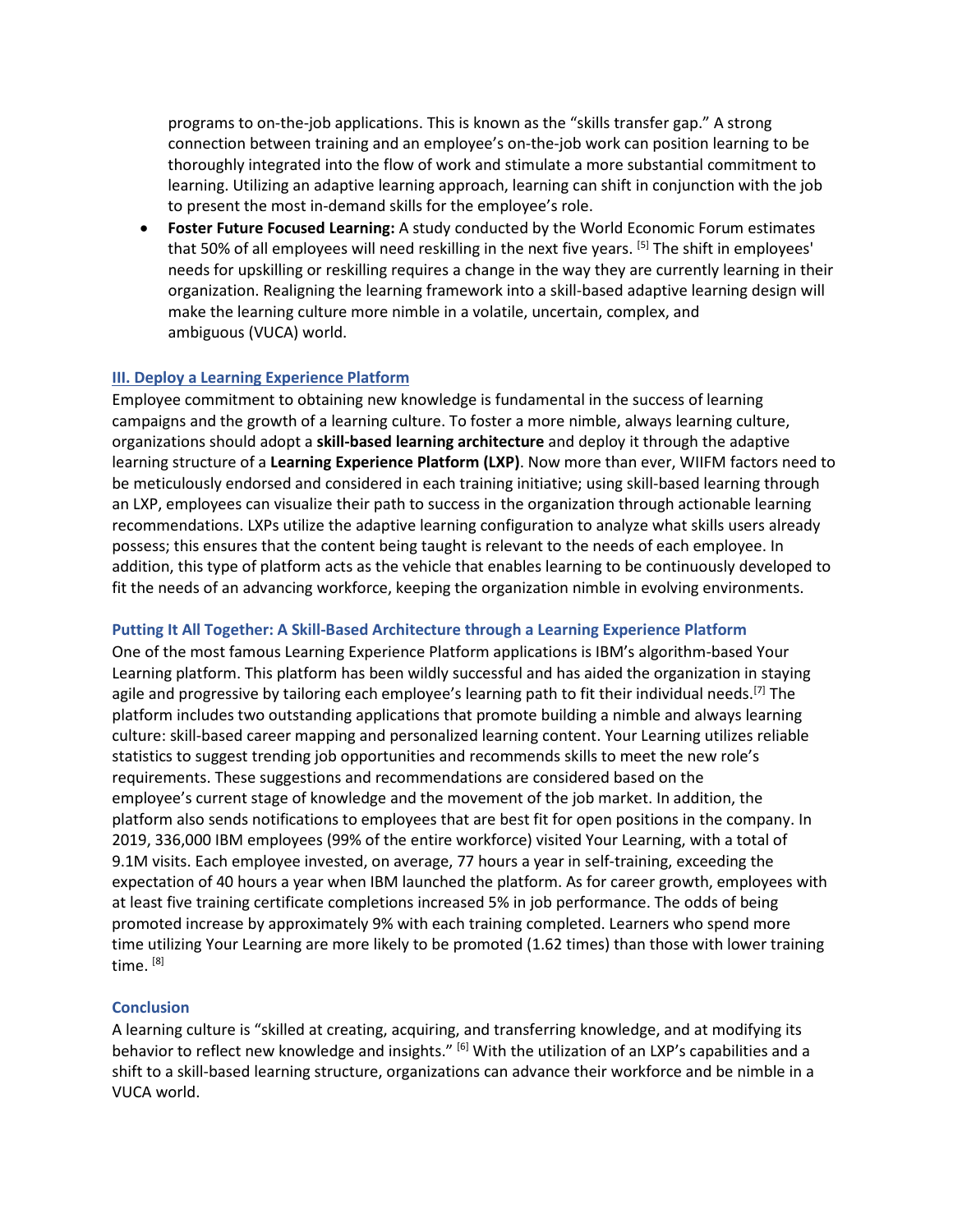programs to on-the-job applications. This is known as the "skills transfer gap." A strong connection between training and an employee's on-the-job work can position learning to be thoroughly integrated into the flow of work and stimulate a more substantial commitment to learning. Utilizing an adaptive learning approach, learning can shift in conjunction with the job to present the most in-demand skills for the employee's role.

- **Foster Future Focused Learning:** A study conducted by the World Economic Forum estimates that 50% of all employees will need reskilling in the next five years. [5] The shift in employees' needs for upskilling or reskilling requires a change in the way they are currently learning in their organization. Realigning the learning framework into a skill-based adaptive learning design will make the learning culture more nimble in a volatile, uncertain, complex, and ambiguous (VUCA) world.

### III. Deploy a Learning Experience Platform

Employee commitment to obtaining new knowledge is fundamental in the success of learning campaigns and the growth of a learning culture. To foster a more nimble, always learning culture, organizations should adopt a **skill-based learning architecture** and deploy it through the adaptive learning structure of a **Learning Experience Platform (LXP)**. Now more than ever, WIIFM factors need to be meticulously endorsed and considered in each training initiative; using skill-based learning through an LXP, employees can visualize their path to success in the organization through actionable learning recommendations. LXPs utilize the adaptive learning configuration to analyze what skills users already possess; this ensures that the content being taught is relevant to the needs of each employee. In addition, this type of platform acts as the vehicle that enables learning to be continuously developed to fit the needs of an advancing workforce, keeping the organization nimble in evolving environments.

### Putting It All Together: A Skill-Based Architecture through a Learning Experience Platform

One of the most famous Learning Experience Platform applications is IBM's algorithm-based Your Learning platform. This platform has been wildly successful and has aided the organization in staying agile and progressive by tailoring each employee's learning path to fit their individual needs.[7] The platform includes two outstanding applications that promote building a nimble and always learning culture: skill-based career mapping and personalized learning content. Your Learning utilizes reliable statistics to suggest trending job opportunities and recommends skills to meet the new role's requirements. These suggestions and recommendations are considered based on the employee's current stage of knowledge and the movement of the job market. In addition, the platform also sends notifications to employees that are best fit for open positions in the company. In 2019, 336,000 IBM employees (99% of the entire workforce) visited Your Learning, with a total of 9.1M visits. Each employee invested, on average, 77 hours a year in self-training, exceeding the expectation of 40 hours a year when IBM launched the platform. As for career growth, employees with at least five training certificate completions increased 5% in job performance. The odds of being promoted increase by approximately 9% with each training completed. Learners who spend more time utilizing Your Learning are more likely to be promoted (1.62 times) than those with lower training time. [8]

### Conclusion

A learning culture is "skilled at creating, acquiring, and transferring knowledge, and at modifying its behavior to reflect new knowledge and insights." [6] With the utilization of an LXP's capabilities and a shift to a skill-based learning structure, organizations can advance their workforce and be nimble in a VUCA world.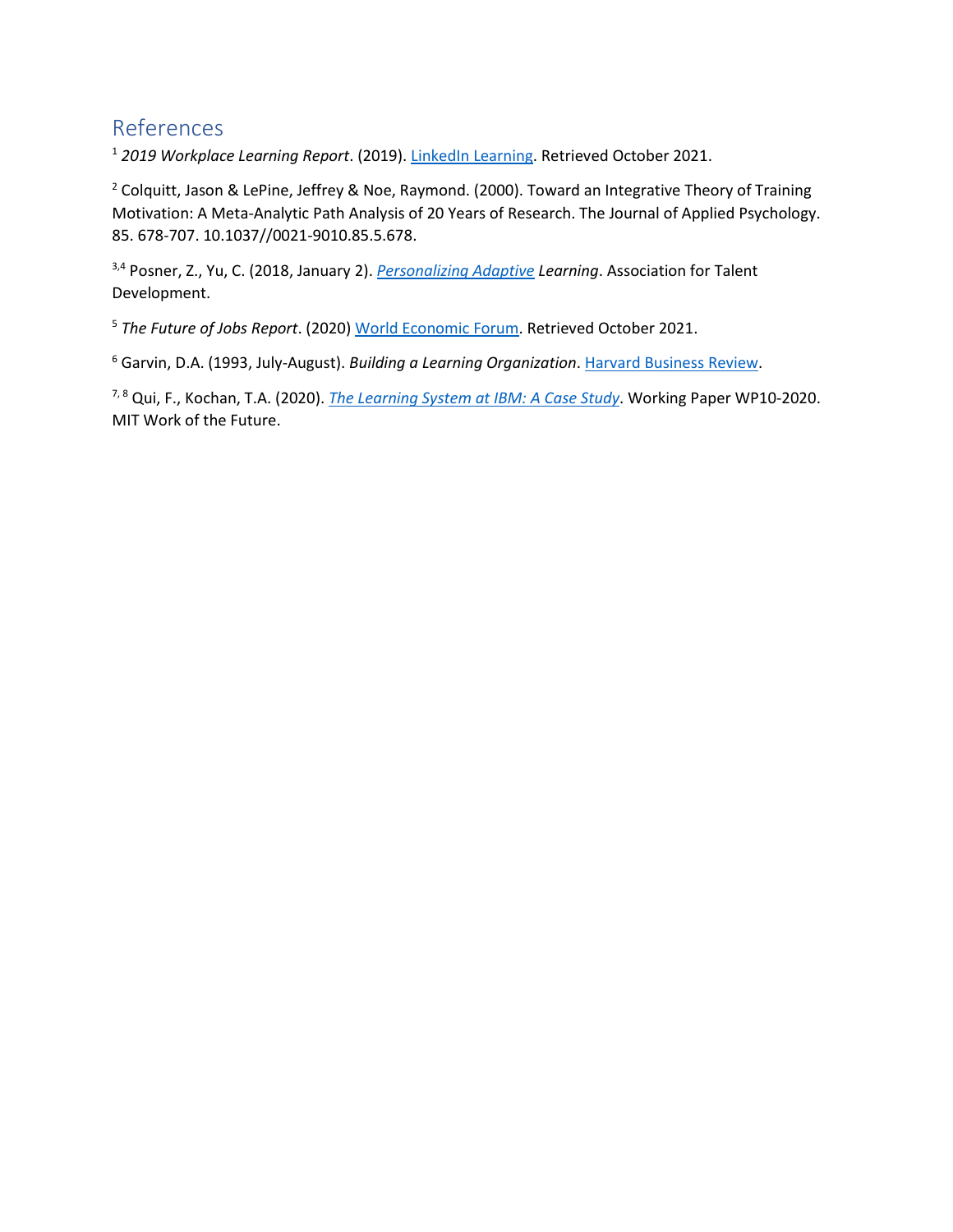## References

[1] *2019 Workplace Learning Report*. (2019). LinkedIn Learning. Retrieved October 2021.

[2] Colquitt, Jason & LePine, Jeffrey & Noe, Raymond. (2000). Toward an Integrative Theory of Training Motivation: A Meta-Analytic Path Analysis of 20 Years of Research. The Journal of Applied Psychology. 85. 678-707. 10.1037//0021-9010.85.5.678.

[3,4] Posner, Z., Yu, C. (2018, January 2). *Personalizing Adaptive Learning*. Association for Talent Development.

[5] *The Future of Jobs Report*. (2020) World Economic Forum. Retrieved October 2021.

[6] Garvin, D.A. (1993, July-August). *Building a Learning Organization*. Harvard Business Review.

[7, 8] Qui, F., Kochan, T.A. (2020). *The Learning System at IBM: A Case Study*. Working Paper WP10-2020. MIT Work of the Future.